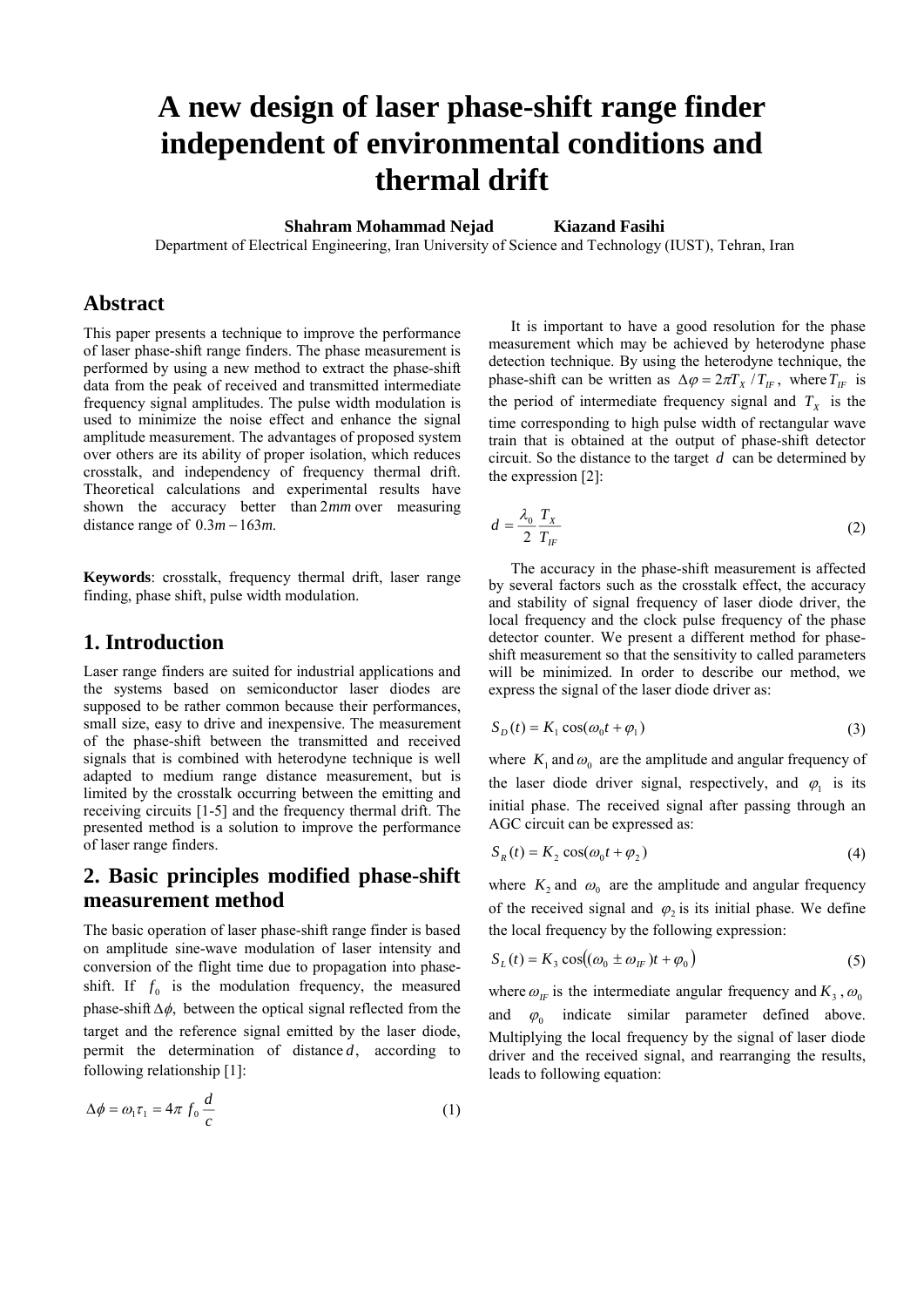# A new design of laser phase-shift range finder independent of environmental conditions and thermal drift

**Shahram Mohammad Nejad** **Kiazand Fasihi**

Department of Electrical Engineering, Iran University of Science and Technology (IUST), Tehran, Iran

## Abstract

This paper presents a technique to improve the performance of laser phase-shift range finders. The phase measurement is performed by using a new method to extract the phase-shift data from the peak of received and transmitted intermediate frequency signal amplitudes. The pulse width modulation is used to minimize the noise effect and enhance the signal amplitude measurement. The advantages of proposed system over others are its ability of proper isolation, which reduces crosstalk, and independency of frequency thermal drift. Theoretical calculations and experimental results have shown the accuracy better than $2mm$ over measuring distance range of $0.3m-163m$.

**Keywords**: crosstalk, frequency thermal drift, laser range finding, phase shift, pulse width modulation.

## 1. Introduction

Laser range finders are suited for industrial applications and the systems based on semiconductor laser diodes are supposed to be rather common because their performances, small size, easy to drive and inexpensive. The measurement of the phase-shift between the transmitted and received signals that is combined with heterodyne technique is well adapted to medium range distance measurement, but is limited by the crosstalk occurring between the emitting and receiving circuits [1-5] and the frequency thermal drift. The presented method is a solution to improve the performance of laser range finders.

## 2. Basic principles modified phase-shift measurement method

The basic operation of laser phase-shift range finder is based on amplitude sine-wave modulation of laser intensity and conversion of the flight time due to propagation into phase-shift. If $f_0$ is the modulation frequency, the measured phase-shift $\Delta\phi$, between the optical signal reflected from the target and the reference signal emitted by the laser diode, permit the determination of distance $d$, according to following relationship [1]:

$$\Delta\phi = \omega_1\tau_1 = 4\pi\, f_0 \frac{d}{c} \tag{1}$$

It is important to have a good resolution for the phase measurement which may be achieved by heterodyne phase detection technique. By using the heterodyne technique, the phase-shift can be written as $\Delta\varphi = 2\pi T_X / T_{IF}$, where $T_{IF}$ is the period of intermediate frequency signal and $T_X$ is the time corresponding to high pulse width of rectangular wave train that is obtained at the output of phase-shift detector circuit. So the distance to the target $d$ can be determined by the expression [2]:

$$d = \frac{\lambda_0}{2}\frac{T_X}{T_{IF}} \tag{2}$$

The accuracy in the phase-shift measurement is affected by several factors such as the crosstalk effect, the accuracy and stability of signal frequency of laser diode driver, the local frequency and the clock pulse frequency of the phase detector counter. We present a different method for phase-shift measurement so that the sensitivity to called parameters will be minimized. In order to describe our method, we express the signal of the laser diode driver as:

$$S_D(t) = K_1 \cos(\omega_0 t + \varphi_1) \tag{3}$$

where $K_1$ and $\omega_0$ are the amplitude and angular frequency of the laser diode driver signal, respectively, and $\varphi_1$ is its initial phase. The received signal after passing through an AGC circuit can be expressed as:

$$S_R(t) = K_2 \cos(\omega_0 t + \varphi_2) \tag{4}$$

where $K_2$ and $\omega_0$ are the amplitude and angular frequency of the received signal and $\varphi_2$ is its initial phase. We define the local frequency by the following expression:

$$S_L(t) = K_3 \cos\big((\omega_0 \pm \omega_{IF})t + \varphi_0\big) \tag{5}$$

where $\omega_{IF}$ is the intermediate angular frequency and $K_3$, $\omega_0$ and $\varphi_0$ indicate similar parameter defined above. Multiplying the local frequency by the signal of laser diode driver and the received signal, and rearranging the results, leads to following equation: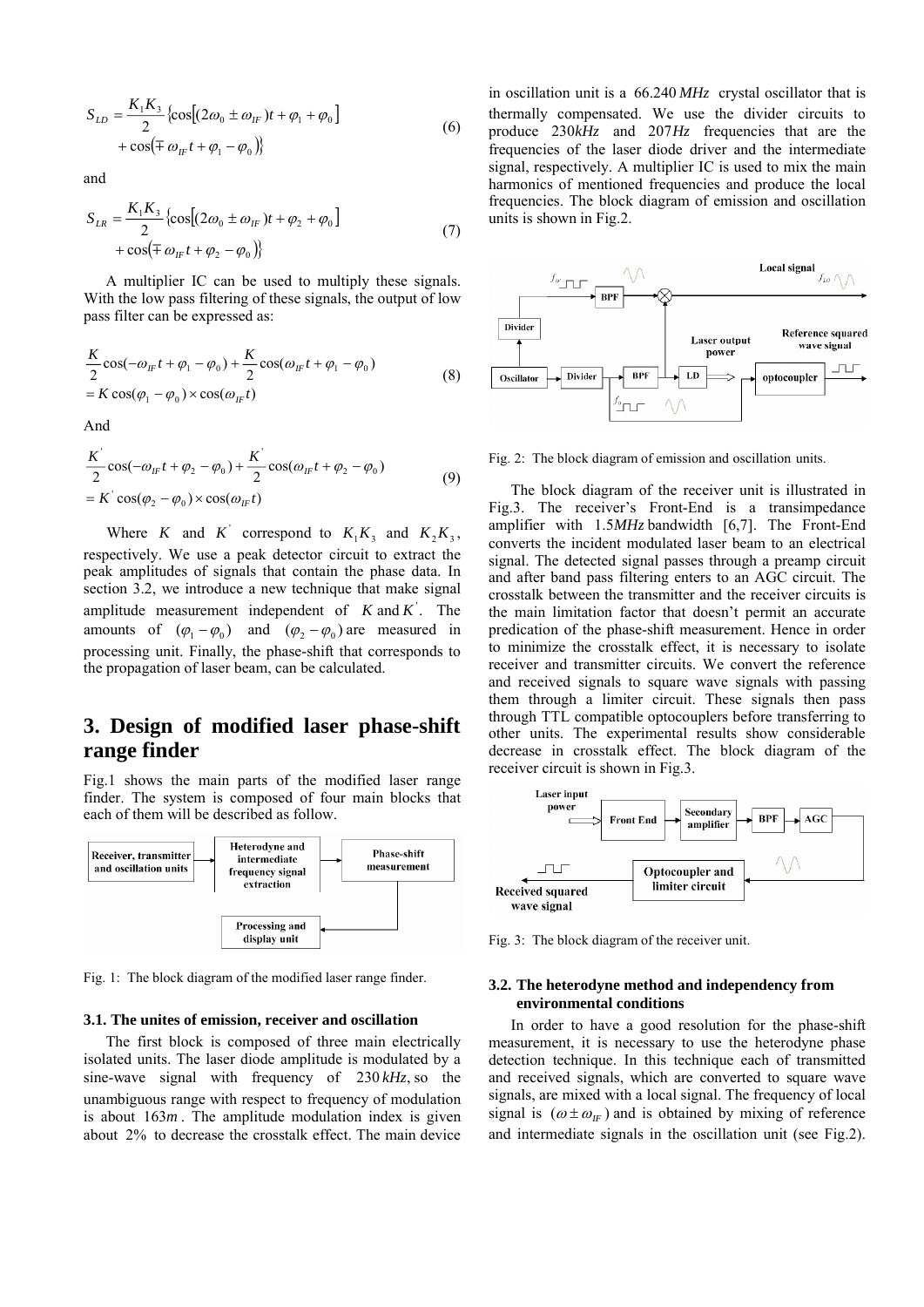$$S_{LD} = \frac{K_1 K_3}{2}\{\cos[(2\omega_0 \pm \omega_{IF})t + \varphi_1 + \varphi_0] + \cos(\mp \omega_{IF} t + \varphi_1 - \varphi_0)\} \tag{6}$$

and

$$S_{LR} = \frac{K_1 K_3}{2}\{\cos[(2\omega_0 \pm \omega_{IF})t + \varphi_2 + \varphi_0] + \cos(\mp \omega_{IF} t + \varphi_2 - \varphi_0)\} \tag{7}$$

A multiplier IC can be used to multiply these signals. With the low pass filtering of these signals, the output of low pass filter can be expressed as:

$$\frac{K}{2}\cos(-\omega_{IF} t + \varphi_1 - \varphi_0) + \frac{K}{2}\cos(\omega_{IF} t + \varphi_1 - \varphi_0) = K\cos(\varphi_1 - \varphi_0) \times \cos(\omega_{IF} t) \tag{8}$$

And

$$\frac{K'}{2}\cos(-\omega_{IF} t + \varphi_2 - \varphi_0) + \frac{K'}{2}\cos(\omega_{IF} t + \varphi_2 - \varphi_0) = K'\cos(\varphi_2 - \varphi_0) \times \cos(\omega_{IF} t) \tag{9}$$

Where $K$ and $K'$ correspond to $K_1 K_3$ and $K_2 K_3$, respectively. We use a peak detector circuit to extract the peak amplitudes of signals that contain the phase data. In section 3.2, we introduce a new technique that make signal amplitude measurement independent of $K$ and $K'$. The amounts of $(\varphi_1 - \varphi_0)$ and $(\varphi_2 - \varphi_0)$ are measured in processing unit. Finally, the phase-shift that corresponds to the propagation of laser beam, can be calculated.

# 3. Design of modified laser phase-shift range finder

Fig.1 shows the main parts of the modified laser range finder. The system is composed of four main blocks that each of them will be described as follow.

Fig. 1: The block diagram of the modified laser range finder.

### 3.1. The unites of emission, receiver and oscillation

The first block is composed of three main electrically isolated units. The laser diode amplitude is modulated by a sine-wave signal with frequency of $230\,kHz$, so the unambiguous range with respect to frequency of modulation is about $163m$. The amplitude modulation index is given about 2% to decrease the crosstalk effect. The main device in oscillation unit is a $66.240\,MHz$ crystal oscillator that is thermally compensated. We use the divider circuits to produce $230kHz$ and $207Hz$ frequencies that are the frequencies of the laser diode driver and the intermediate signal, respectively. A multiplier IC is used to mix the main harmonics of mentioned frequencies and produce the local frequencies. The block diagram of emission and oscillation units is shown in Fig.2.

Fig. 2: The block diagram of emission and oscillation units.

The block diagram of the receiver unit is illustrated in Fig.3. The receiver's Front-End is a transimpedance amplifier with $1.5MHz$ bandwidth [6,7]. The Front-End converts the incident modulated laser beam to an electrical signal. The detected signal passes through a preamp circuit and after band pass filtering enters to an AGC circuit. The crosstalk between the transmitter and the receiver circuits is the main limitation factor that doesn't permit an accurate predication of the phase-shift measurement. Hence in order to minimize the crosstalk effect, it is necessary to isolate receiver and transmitter circuits. We convert the reference and received signals to square wave signals with passing them through a limiter circuit. These signals then pass through TTL compatible optocouplers before transferring to other units. The experimental results show considerable decrease in crosstalk effect. The block diagram of the receiver circuit is shown in Fig.3.

Fig. 3: The block diagram of the receiver unit.

### 3.2. The heterodyne method and independency from environmental conditions

In order to have a good resolution for the phase-shift measurement, it is necessary to use the heterodyne phase detection technique. In this technique each of transmitted and received signals, which are converted to square wave signals, are mixed with a local signal. The frequency of local signal is $(\omega \pm \omega_{IF})$ and is obtained by mixing of reference and intermediate signals in the oscillation unit (see Fig.2).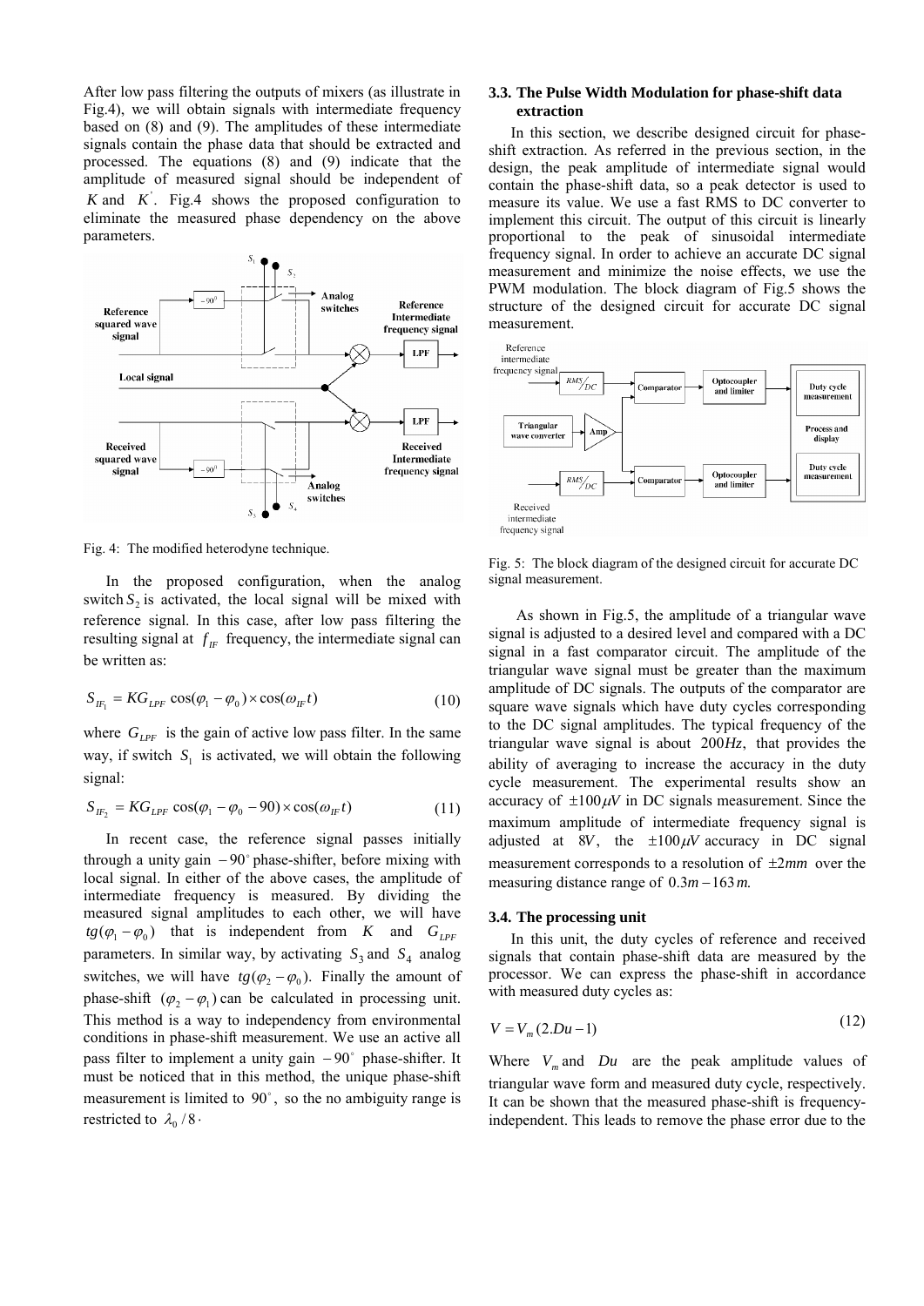After low pass filtering the outputs of mixers (as illustrate in Fig.4), we will obtain signals with intermediate frequency based on (8) and (9). The amplitudes of these intermediate signals contain the phase data that should be extracted and processed. The equations (8) and (9) indicate that the amplitude of measured signal should be independent of $K$ and $K^{'}$. Fig.4 shows the proposed configuration to eliminate the measured phase dependency on the above parameters.

Fig. 4: The modified heterodyne technique.

In the proposed configuration, when the analog switch $S_2$ is activated, the local signal will be mixed with reference signal. In this case, after low pass filtering the resulting signal at $f_{IF}$ frequency, the intermediate signal can be written as:

$$S_{IF_1} = KG_{LPF}\cos(\varphi_1 - \varphi_0) \times \cos(\omega_{IF} t) \tag{10}$$

where $G_{LPF}$ is the gain of active low pass filter. In the same way, if switch $S_1$ is activated, we will obtain the following signal:

$$S_{IF_2} = KG_{LPF}\cos(\varphi_1 - \varphi_0 - 90) \times \cos(\omega_{IF} t) \tag{11}$$

In recent case, the reference signal passes initially through a unity gain $-90^{\circ}$ phase-shifter, before mixing with local signal. In either of the above cases, the amplitude of intermediate frequency is measured. By dividing the measured signal amplitudes to each other, we will have $tg(\varphi_1 - \varphi_0)$ that is independent from $K$ and $G_{LPF}$ parameters. In similar way, by activating $S_3$ and $S_4$ analog switches, we will have $tg(\varphi_2 - \varphi_0)$. Finally the amount of phase-shift $(\varphi_2 - \varphi_1)$ can be calculated in processing unit. This method is a way to independency from environmental conditions in phase-shift measurement. We use an active all pass filter to implement a unity gain $-90^{\circ}$ phase-shifter. It must be noticed that in this method, the unique phase-shift measurement is limited to $90^{\circ}$, so the no ambiguity range is restricted to $\lambda_0 / 8$.

### 3.3. The Pulse Width Modulation for phase-shift data extraction

In this section, we describe designed circuit for phase-shift extraction. As referred in the previous section, in the design, the peak amplitude of intermediate signal would contain the phase-shift data, so a peak detector is used to measure its value. We use a fast RMS to DC converter to implement this circuit. The output of this circuit is linearly proportional to the peak of sinusoidal intermediate frequency signal. In order to achieve an accurate DC signal measurement and minimize the noise effects, we use the PWM modulation. The block diagram of Fig.5 shows the structure of the designed circuit for accurate DC signal measurement.

Fig. 5: The block diagram of the designed circuit for accurate DC signal measurement.

As shown in Fig.5, the amplitude of a triangular wave signal is adjusted to a desired level and compared with a DC signal in a fast comparator circuit. The amplitude of the triangular wave signal must be greater than the maximum amplitude of DC signals. The outputs of the comparator are square wave signals which have duty cycles corresponding to the DC signal amplitudes. The typical frequency of the triangular wave signal is about $200Hz$, that provides the ability of averaging to increase the accuracy in the duty cycle measurement. The experimental results show an accuracy of $\pm 100\mu V$ in DC signals measurement. Since the maximum amplitude of intermediate frequency signal is adjusted at $8V$, the $\pm 100\mu V$ accuracy in DC signal measurement corresponds to a resolution of $\pm 2mm$ over the measuring distance range of $0.3m - 163\,m$.

### 3.4. The processing unit

In this unit, the duty cycles of reference and received signals that contain phase-shift data are measured by the processor. We can express the phase-shift in accordance with measured duty cycles as:

$$V = V_m(2.Du - 1) \tag{12}$$

Where $V_m$ and $Du$ are the peak amplitude values of triangular wave form and measured duty cycle, respectively. It can be shown that the measured phase-shift is frequency-independent. This leads to remove the phase error due to the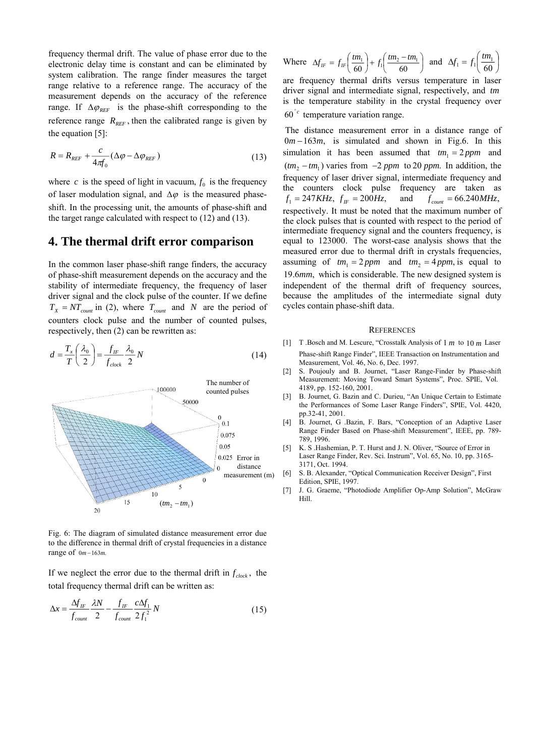frequency thermal drift. The value of phase error due to the electronic delay time is constant and can be eliminated by system calibration. The range finder measures the target range relative to a reference range. The accuracy of the measurement depends on the accuracy of the reference range. If $\Delta\varphi_{REF}$ is the phase-shift corresponding to the reference range $R_{REF}$, then the calibrated range is given by the equation [5]:

$$R = R_{REF} + \frac{c}{4\pi f_0}(\Delta\varphi - \Delta\varphi_{REF}) \tag{13}$$

where $c$ is the speed of light in vacuum, $f_0$ is the frequency of laser modulation signal, and $\Delta\varphi$ is the measured phase-shift. In the processing unit, the amounts of phase-shift and the target range calculated with respect to (12) and (13).

# 4. The thermal drift error comparison

In the common laser phase-shift range finders, the accuracy of phase-shift measurement depends on the accuracy and the stability of intermediate frequency, the frequency of laser driver signal and the clock pulse of the counter. If we define $T_X = NT_{count}$ in (2), where $T_{count}$ and $N$ are the period of counters clock pulse and the number of counted pulses, respectively, then (2) can be rewritten as:

$$d = \frac{T_x}{T}\left(\frac{\lambda_0}{2}\right) = \frac{f_{IF}}{f_{clock}}\frac{\lambda_0}{2}N \tag{14}$$

The number of counted pulses

100000

50000

0

0.1

0.075

0.05

0.025 Error in distance measurement (m)

0

0

5

10

15

20

$(tm_2 - tm_1)$

Fig. 6: The diagram of simulated distance measurement error due to the difference in thermal drift of crystal frequencies in a distance range of $0m - 163m$.

If we neglect the error due to the thermal drift in $f_{clock}$, the total frequency thermal drift can be written as:

$$\Delta x = \frac{\Delta f_{IF}}{f_{count}}\frac{\lambda N}{2} - \frac{f_{IF}}{f_{count}}\frac{c\Delta f_1}{2f_1^2}N \tag{15}$$

Where $\Delta f_{IF} = f_{IF}\left(\frac{tm_1}{60}\right) + f_1\left(\frac{tm_2 - tm_1}{60}\right)$ and $\Delta f_1 = f_1\left(\frac{tm_1}{60}\right)$ are frequency thermal drifts versus temperature in laser driver signal and intermediate signal, respectively, and $tm$ is the temperature stability in the crystal frequency over $60^{\circ c}$ temperature variation range.

The distance measurement error in a distance range of $0m - 163m$, is simulated and shown in Fig.6. In this simulation it has been assumed that $tm_1 = 2ppm$ and $(tm_2 - tm_1)$ varies from $-2\ ppm$ to $20\ ppm$. In addition, the frequency of laser driver signal, intermediate frequency and the counters clock pulse frequency are taken as $f_1 = 247KHz$, $f_{IF} = 200Hz$, and $f_{count} = 66.240MHz$, respectively. It must be noted that the maximum number of the clock pulses that is counted with respect to the period of intermediate frequency signal and the counters frequency, is equal to 123000. The worst-case analysis shows that the measured error due to thermal drift in crystals frequencies, assuming of $tm_1 = 2ppm$ and $tm_2 = 4ppm$, is equal to $19.6mm$, which is considerable. The new designed system is independent of the thermal drift of frequency sources, because the amplitudes of the intermediate signal duty cycles contain phase-shift data.

## REFERENCES

[1] T .Bosch and M. Lescure, "Crosstalk Analysis of 1 $m$ to 10 $m$ Laser Phase-shift Range Finder", IEEE Transaction on Instrumentation and Measurement, Vol. 46, No. 6, Dec. 1997.

[2] S. Poujouly and B. Journet, "Laser Range-Finder by Phase-shift Measurement: Moving Toward Smart Systems", Proc. SPIE, Vol. 4189, pp. 152-160, 2001.

[3] B. Journet, G. Bazin and C. Durieu, "An Unique Certain to Estimate the Performances of Some Laser Range Finders", SPIE, Vol. 4420, pp.32-41, 2001.

[4] B. Journet, G .Bazin, F. Bars, "Conception of an Adaptive Laser Range Finder Based on Phase-shift Measurement", IEEE, pp. 789-789, 1996.

[5] K. S .Hashemian, P. T. Hurst and J. N. Oliver, "Source of Error in Laser Range Finder, Rev. Sci. Instrum", Vol. 65, No. 10, pp. 3165-3171, Oct. 1994.

[6] S. B. Alexander, "Optical Communication Receiver Design", First Edition, SPIE, 1997.

[7] J. G. Graeme, "Photodiode Amplifier Op-Amp Solution", McGraw Hill.